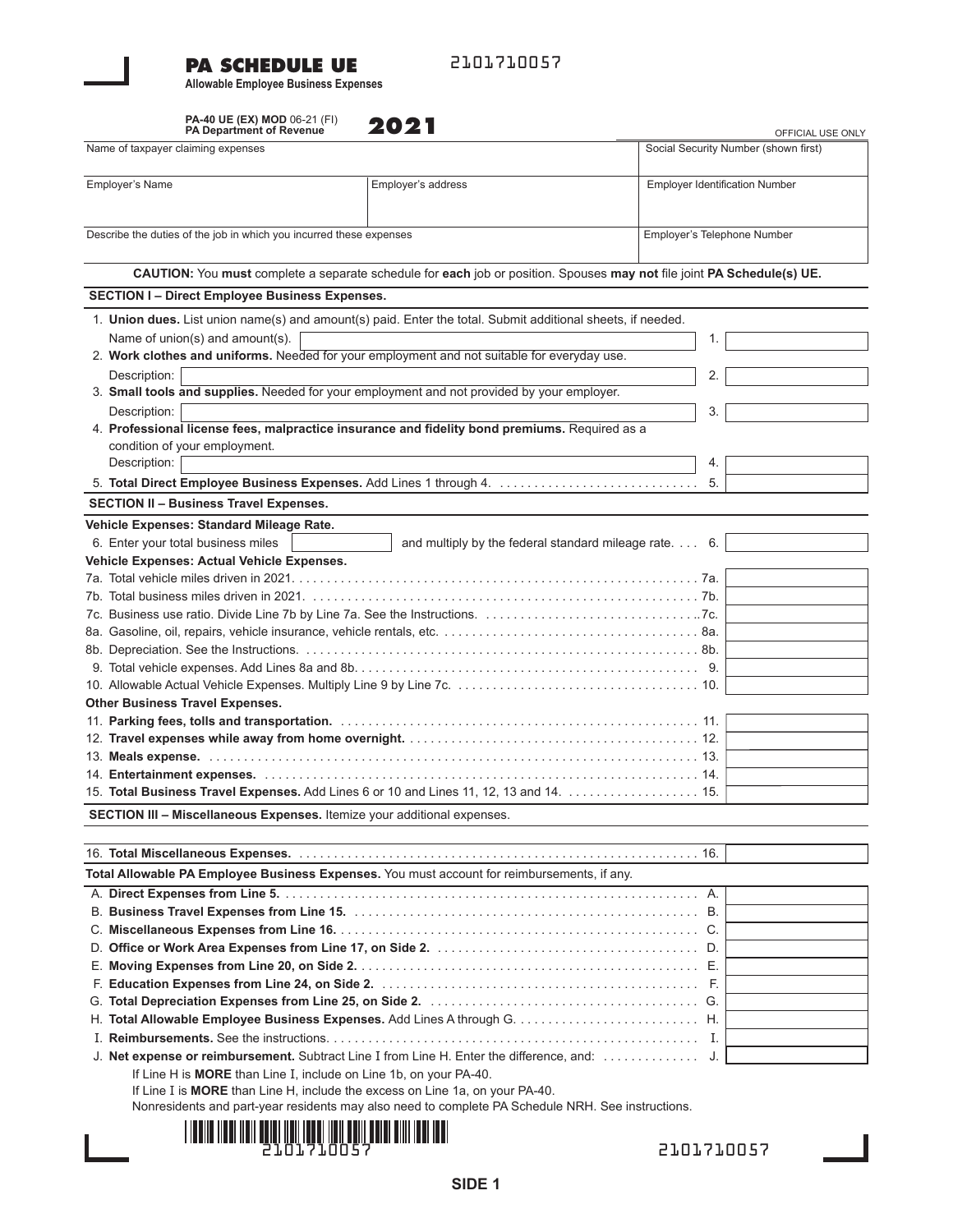# PA SCHEDULE UE

2101710057

**Allowable Employee Business Expenses**

**PA-40 UE (EX) MOD** 06-21 (FI)
**PA Department of Revenue**

# 2021

OFFICIAL USE ONLY

| Name of taxpayer claiming expenses | | Social Security Number (shown first) |
|---|---|---|
| Employer's Name | Employer's address | Employer Identification Number |
| Describe the duties of the job in which you incurred these expenses | | Employer's Telephone Number |

**CAUTION:** You **must** complete a separate schedule for **each** job or position. Spouses **may not** file joint **PA Schedule(s) UE.**

## SECTION I – Direct Employee Business Expenses.

1. **Union dues.** List union name(s) and amount(s) paid. Enter the total. Submit additional sheets, if needed.
   Name of union(s) and amount(s). ______ 1. ______
2. **Work clothes and uniforms.** Needed for your employment and not suitable for everyday use.
   Description: ______ 2. ______
3. **Small tools and supplies.** Needed for your employment and not provided by your employer.
   Description: ______ 3. ______
4. **Professional license fees, malpractice insurance and fidelity bond premiums.** Required as a condition of your employment.
   Description: ______ 4. ______
5. **Total Direct Employee Business Expenses.** Add Lines 1 through 4. ...... 5. ______

## SECTION II – Business Travel Expenses.

**Vehicle Expenses: Standard Mileage Rate.**

6. Enter your total business miles ______ and multiply by the federal standard mileage rate. .... 6. ______

**Vehicle Expenses: Actual Vehicle Expenses.**

| | |
|---|---|
| 7a. Total vehicle miles driven in 2021. | 7a. |
| 7b. Total business miles driven in 2021. | 7b. |
| 7c. Business use ratio. Divide Line 7b by Line 7a. See the Instructions. | 7c. |
| 8a. Gasoline, oil, repairs, vehicle insurance, vehicle rentals, etc. | 8a. |
| 8b. Depreciation. See the Instructions. | 8b. |
| 9. Total vehicle expenses. Add Lines 8a and 8b. | 9. |
| 10. Allowable Actual Vehicle Expenses. Multiply Line 9 by Line 7c. | 10. |

**Other Business Travel Expenses.**

| | |
|---|---|
| 11. **Parking fees, tolls and transportation.** | 11. |
| 12. **Travel expenses while away from home overnight.** | 12. |
| 13. **Meals expense.** | 13. |
| 14. **Entertainment expenses.** | 14. |
| 15. **Total Business Travel Expenses.** Add Lines 6 or 10 and Lines 11, 12, 13 and 14. | 15. |

## SECTION III – Miscellaneous Expenses. Itemize your additional expenses.

16. **Total Miscellaneous Expenses.** ...... 16. ______

**Total Allowable PA Employee Business Expenses.** You must account for reimbursements, if any.

| | |
|---|---|
| A. **Direct Expenses from Line 5.** | A. |
| B. **Business Travel Expenses from Line 15.** | B. |
| C. **Miscellaneous Expenses from Line 16.** | C. |
| D. **Office or Work Area Expenses from Line 17, on Side 2.** | D. |
| E. **Moving Expenses from Line 20, on Side 2.** | E. |
| F. **Education Expenses from Line 24, on Side 2.** | F. |
| G. **Total Depreciation Expenses from Line 25, on Side 2.** | G. |
| H. **Total Allowable Employee Business Expenses.** Add Lines A through G. | H. |
| I. **Reimbursements.** See the instructions. | I. |
| J. **Net expense or reimbursement.** Subtract Line I from Line H. Enter the difference, and: | J. |

If Line H is **MORE** than Line I, include on Line 1b, on your PA-40.
If Line I is **MORE** than Line H, include the excess on Line 1a, on your PA-40.
Nonresidents and part-year residents may also need to complete PA Schedule NRH. See instructions.

2101710057

2101710057

SIDE 1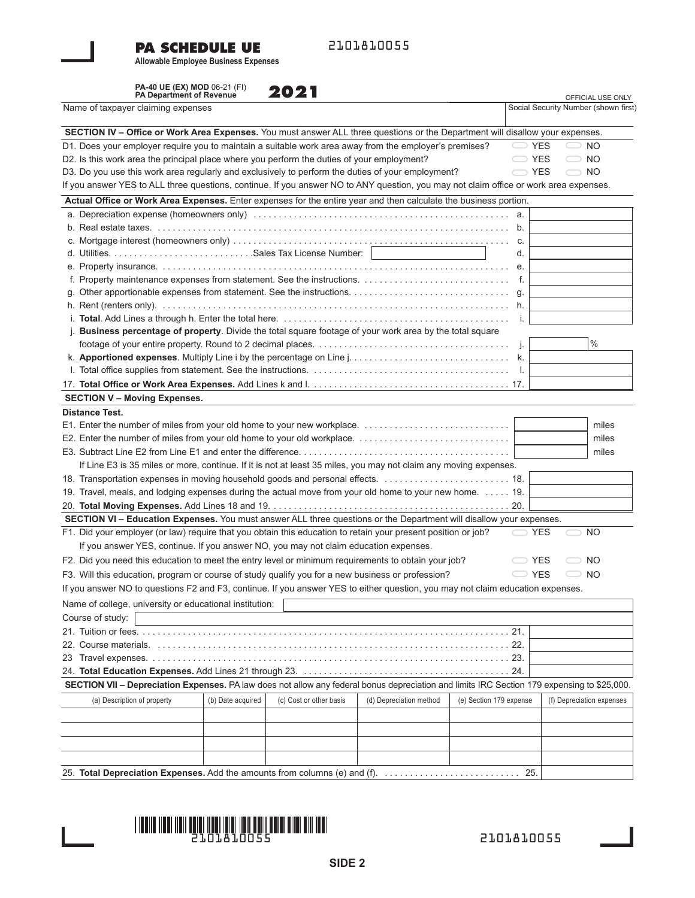# PA SCHEDULE UE

2101810055

**Allowable Employee Business Expenses**

**PA-40 UE (EX) MOD** 06-21 (FI)
**PA Department of Revenue**

**2021**

OFFICIAL USE ONLY

| Name of taxpayer claiming expenses | Social Security Number (shown first) |
|---|---|
| | |

**SECTION IV – Office or Work Area Expenses.** You must answer ALL three questions or the Department will disallow your expenses.

D1. Does your employer require you to maintain a suitable work area away from the employer's premises? ⬭ YES ⬭ NO

D2. Is this work area the principal place where you perform the duties of your employment? ⬭ YES ⬭ NO

D3. Do you use this work area regularly and exclusively to perform the duties of your employment? ⬭ YES ⬭ NO

If you answer YES to ALL three questions, continue. If you answer NO to ANY question, you may not claim office or work area expenses.

**Actual Office or Work Area Expenses.** Enter expenses for the entire year and then calculate the business portion.

| | Line | Amount |
|---|---|---|
| a. Depreciation expense (homeowners only) | a. | |
| b. Real estate taxes. | b. | |
| c. Mortgage interest (homeowners only) | c. | |
| d. Utilities. Sales Tax License Number: | d. | |
| e. Property insurance. | e. | |
| f. Property maintenance expenses from statement. See the instructions. | f. | |
| g. Other apportionable expenses from statement. See the instructions. | g. | |
| h. Rent (renters only). | h. | |
| i. **Total**. Add Lines a through h. Enter the total here. | i. | |
| j. **Business percentage of property**. Divide the total square footage of your work area by the total square footage of your entire property. Round to 2 decimal places. | j. | % |
| k. **Apportioned expenses**. Multiply Line i by the percentage on Line j. | k. | |
| l. Total office supplies from statement. See the instructions. | l. | |
| 17. **Total Office or Work Area Expenses.** Add Lines k and l. | 17. | |

**SECTION V – Moving Expenses.**

**Distance Test.**

| | Amount | |
|---|---|---|
| E1. Enter the number of miles from your old home to your new workplace. | | miles |
| E2. Enter the number of miles from your old home to your old workplace. | | miles |
| E3. Subtract Line E2 from Line E1 and enter the difference. | | miles |

If Line E3 is 35 miles or more, continue. If it is not at least 35 miles, you may not claim any moving expenses.

| | Line | Amount |
|---|---|---|
| 18. Transportation expenses in moving household goods and personal effects. | 18. | |
| 19. Travel, meals, and lodging expenses during the actual move from your old home to your new home. | 19. | |
| 20. **Total Moving Expenses.** Add Lines 18 and 19. | 20. | |

**SECTION VI – Education Expenses.** You must answer ALL three questions or the Department will disallow your expenses.

F1. Did your employer (or law) require that you obtain this education to retain your present position or job? ⬭ YES ⬭ NO

If you answer YES, continue. If you answer NO, you may not claim education expenses.

F2. Did you need this education to meet the entry level or minimum requirements to obtain your job? ⬭ YES ⬭ NO

F3. Will this education, program or course of study qualify you for a new business or profession? ⬭ YES ⬭ NO

If you answer NO to questions F2 and F3, continue. If you answer YES to either question, you may not claim education expenses.

Name of college, university or educational institution:

Course of study:

| | Line | Amount |
|---|---|---|
| 21. Tuition or fees. | 21. | |
| 22. Course materials. | 22. | |
| 23 Travel expenses. | 23. | |
| 24. **Total Education Expenses.** Add Lines 21 through 23. | 24. | |

**SECTION VII – Depreciation Expenses.** PA law does not allow any federal bonus depreciation and limits IRC Section 179 expensing to $25,000.

| (a) Description of property | (b) Date acquired | (c) Cost or other basis | (d) Depreciation method | (e) Section 179 expense | (f) Depreciation expenses |
|---|---|---|---|---|---|
| | | | | | |
| | | | | | |
| | | | | | |
| | | | | | |

25. **Total Depreciation Expenses.** Add the amounts from columns (e) and (f). 25.

2101810055

2101810055

SIDE 2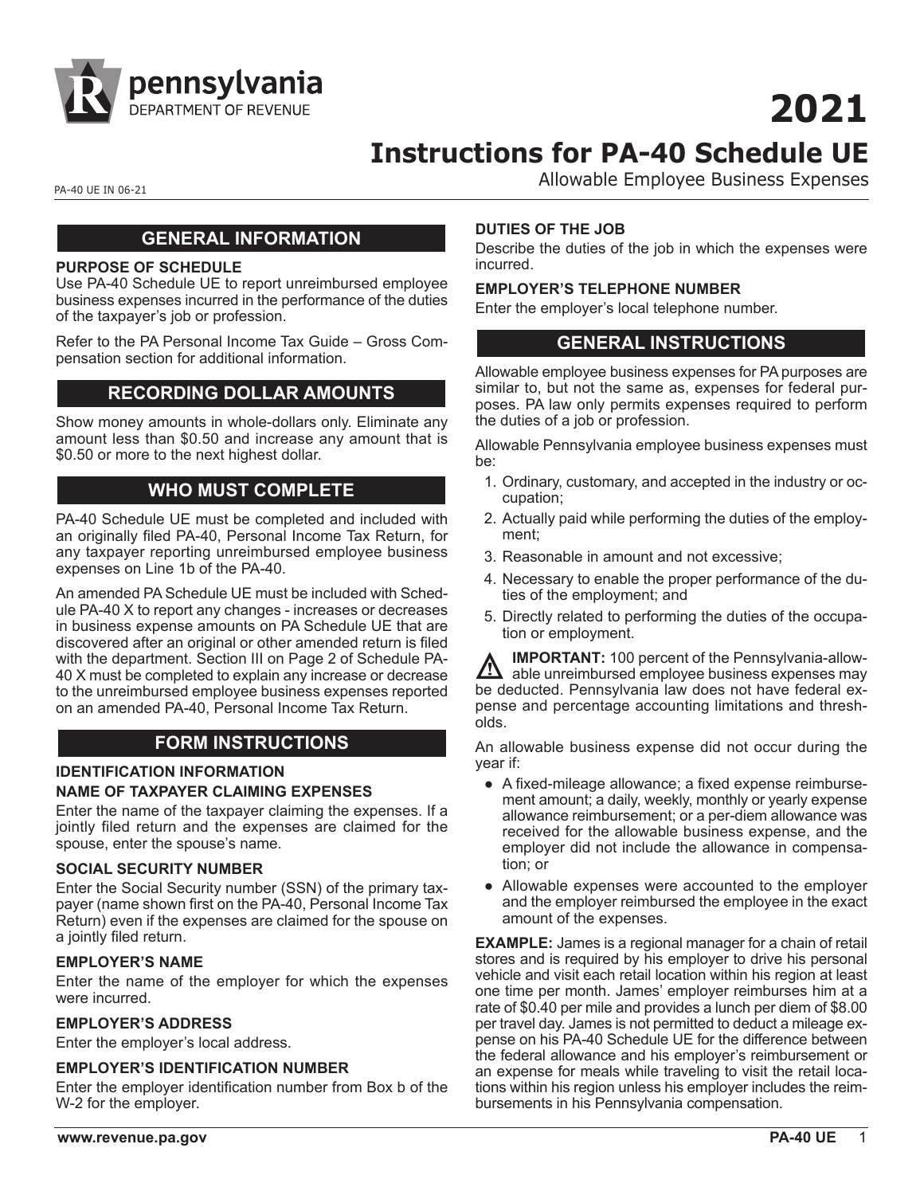# 2021

# Instructions for PA-40 Schedule UE

Allowable Employee Business Expenses

PA-40 UE IN 06-21

## GENERAL INFORMATION

**PURPOSE OF SCHEDULE**

Use PA-40 Schedule UE to report unreimbursed employee business expenses incurred in the performance of the duties of the taxpayer's job or profession.

Refer to the PA Personal Income Tax Guide – Gross Compensation section for additional information.

## RECORDING DOLLAR AMOUNTS

Show money amounts in whole-dollars only. Eliminate any amount less than $0.50 and increase any amount that is $0.50 or more to the next highest dollar.

## WHO MUST COMPLETE

PA-40 Schedule UE must be completed and included with an originally filed PA-40, Personal Income Tax Return, for any taxpayer reporting unreimbursed employee business expenses on Line 1b of the PA-40.

An amended PA Schedule UE must be included with Schedule PA-40 X to report any changes - increases or decreases in business expense amounts on PA Schedule UE that are discovered after an original or other amended return is filed with the department. Section III on Page 2 of Schedule PA-40 X must be completed to explain any increase or decrease to the unreimbursed employee business expenses reported on an amended PA-40, Personal Income Tax Return.

## FORM INSTRUCTIONS

**IDENTIFICATION INFORMATION**

**NAME OF TAXPAYER CLAIMING EXPENSES**

Enter the name of the taxpayer claiming the expenses. If a jointly filed return and the expenses are claimed for the spouse, enter the spouse's name.

**SOCIAL SECURITY NUMBER**

Enter the Social Security number (SSN) of the primary taxpayer (name shown first on the PA-40, Personal Income Tax Return) even if the expenses are claimed for the spouse on a jointly filed return.

**EMPLOYER'S NAME**

Enter the name of the employer for which the expenses were incurred.

**EMPLOYER'S ADDRESS**

Enter the employer's local address.

**EMPLOYER'S IDENTIFICATION NUMBER**

Enter the employer identification number from Box b of the W-2 for the employer.

**DUTIES OF THE JOB**

Describe the duties of the job in which the expenses were incurred.

**EMPLOYER'S TELEPHONE NUMBER**

Enter the employer's local telephone number.

## GENERAL INSTRUCTIONS

Allowable employee business expenses for PA purposes are similar to, but not the same as, expenses for federal purposes. PA law only permits expenses required to perform the duties of a job or profession.

Allowable Pennsylvania employee business expenses must be:

1. Ordinary, customary, and accepted in the industry or occupation;
2. Actually paid while performing the duties of the employment;
3. Reasonable in amount and not excessive;
4. Necessary to enable the proper performance of the duties of the employment; and
5. Directly related to performing the duties of the occupation or employment.

**IMPORTANT:** 100 percent of the Pennsylvania-allowable unreimbursed employee business expenses may be deducted. Pennsylvania law does not have federal expense and percentage accounting limitations and thresholds.

An allowable business expense did not occur during the year if:

- A fixed-mileage allowance; a fixed expense reimbursement amount; a daily, weekly, monthly or yearly expense allowance reimbursement; or a per-diem allowance was received for the allowable business expense, and the employer did not include the allowance in compensation; or
- Allowable expenses were accounted to the employer and the employer reimbursed the employee in the exact amount of the expenses.

**EXAMPLE:** James is a regional manager for a chain of retail stores and is required by his employer to drive his personal vehicle and visit each retail location within his region at least one time per month. James' employer reimburses him at a rate of $0.40 per mile and provides a lunch per diem of $8.00 per travel day. James is not permitted to deduct a mileage expense on his PA-40 Schedule UE for the difference between the federal allowance and his employer's reimbursement or an expense for meals while traveling to visit the retail locations within his region unless his employer includes the reimbursements in his Pennsylvania compensation.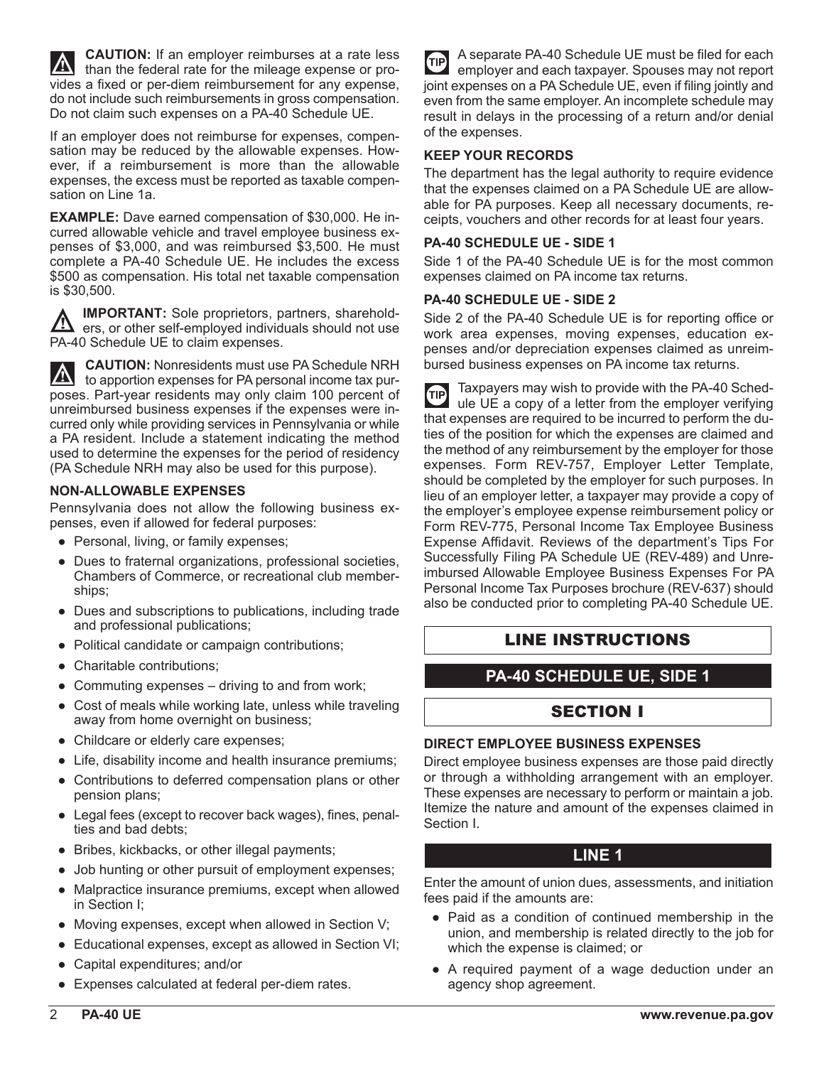**CAUTION:** If an employer reimburses at a rate less than the federal rate for the mileage expense or provides a fixed or per-diem reimbursement for any expense, do not include such reimbursements in gross compensation. Do not claim such expenses on a PA-40 Schedule UE.

If an employer does not reimburse for expenses, compensation may be reduced by the allowable expenses. However, if a reimbursement is more than the allowable expenses, the excess must be reported as taxable compensation on Line 1a.

**EXAMPLE:** Dave earned compensation of $30,000. He incurred allowable vehicle and travel employee business expenses of $3,000, and was reimbursed $3,500. He must complete a PA-40 Schedule UE. He includes the excess $500 as compensation. His total net taxable compensation is $30,500.

**IMPORTANT:** Sole proprietors, partners, shareholders, or other self-employed individuals should not use PA-40 Schedule UE to claim expenses.

**CAUTION:** Nonresidents must use PA Schedule NRH to apportion expenses for PA personal income tax purposes. Part-year residents may only claim 100 percent of unreimbursed business expenses if the expenses were incurred only while providing services in Pennsylvania or while a PA resident. Include a statement indicating the method used to determine the expenses for the period of residency (PA Schedule NRH may also be used for this purpose).

**NON-ALLOWABLE EXPENSES**

Pennsylvania does not allow the following business expenses, even if allowed for federal purposes:

- Personal, living, or family expenses;
- Dues to fraternal organizations, professional societies, Chambers of Commerce, or recreational club memberships;
- Dues and subscriptions to publications, including trade and professional publications;
- Political candidate or campaign contributions;
- Charitable contributions;
- Commuting expenses – driving to and from work;
- Cost of meals while working late, unless while traveling away from home overnight on business;
- Childcare or elderly care expenses;
- Life, disability income and health insurance premiums;
- Contributions to deferred compensation plans or other pension plans;
- Legal fees (except to recover back wages), fines, penalties and bad debts;
- Bribes, kickbacks, or other illegal payments;
- Job hunting or other pursuit of employment expenses;
- Malpractice insurance premiums, except when allowed in Section I;
- Moving expenses, except when allowed in Section V;
- Educational expenses, except as allowed in Section VI;
- Capital expenditures; and/or
- Expenses calculated at federal per-diem rates.

**TIP** A separate PA-40 Schedule UE must be filed for each employer and each taxpayer. Spouses may not report joint expenses on a PA Schedule UE, even if filing jointly and even from the same employer. An incomplete schedule may result in delays in the processing of a return and/or denial of the expenses.

**KEEP YOUR RECORDS**

The department has the legal authority to require evidence that the expenses claimed on a PA Schedule UE are allowable for PA purposes. Keep all necessary documents, receipts, vouchers and other records for at least four years.

**PA-40 SCHEDULE UE - SIDE 1**

Side 1 of the PA-40 Schedule UE is for the most common expenses claimed on PA income tax returns.

**PA-40 SCHEDULE UE - SIDE 2**

Side 2 of the PA-40 Schedule UE is for reporting office or work area expenses, moving expenses, education expenses and/or depreciation expenses claimed as unreimbursed business expenses on PA income tax returns.

**TIP** Taxpayers may wish to provide with the PA-40 Schedule UE a copy of a letter from the employer verifying that expenses are required to be incurred to perform the duties of the position for which the expenses are claimed and the method of any reimbursement by the employer for those expenses. Form REV-757, Employer Letter Template, should be completed by the employer for such purposes. In lieu of an employer letter, a taxpayer may provide a copy of the employer's employee expense reimbursement policy or Form REV-775, Personal Income Tax Employee Business Expense Affidavit. Reviews of the department's Tips For Successfully Filing PA Schedule UE (REV-489) and Unreimbursed Allowable Employee Business Expenses For PA Personal Income Tax Purposes brochure (REV-637) should also be conducted prior to completing PA-40 Schedule UE.

# LINE INSTRUCTIONS

## PA-40 SCHEDULE UE, SIDE 1

## SECTION I

**DIRECT EMPLOYEE BUSINESS EXPENSES**

Direct employee business expenses are those paid directly or through a withholding arrangement with an employer. These expenses are necessary to perform or maintain a job. Itemize the nature and amount of the expenses claimed in Section I.

### LINE 1

Enter the amount of union dues, assessments, and initiation fees paid if the amounts are:

- Paid as a condition of continued membership in the union, and membership is related directly to the job for which the expense is claimed; or
- A required payment of a wage deduction under an agency shop agreement.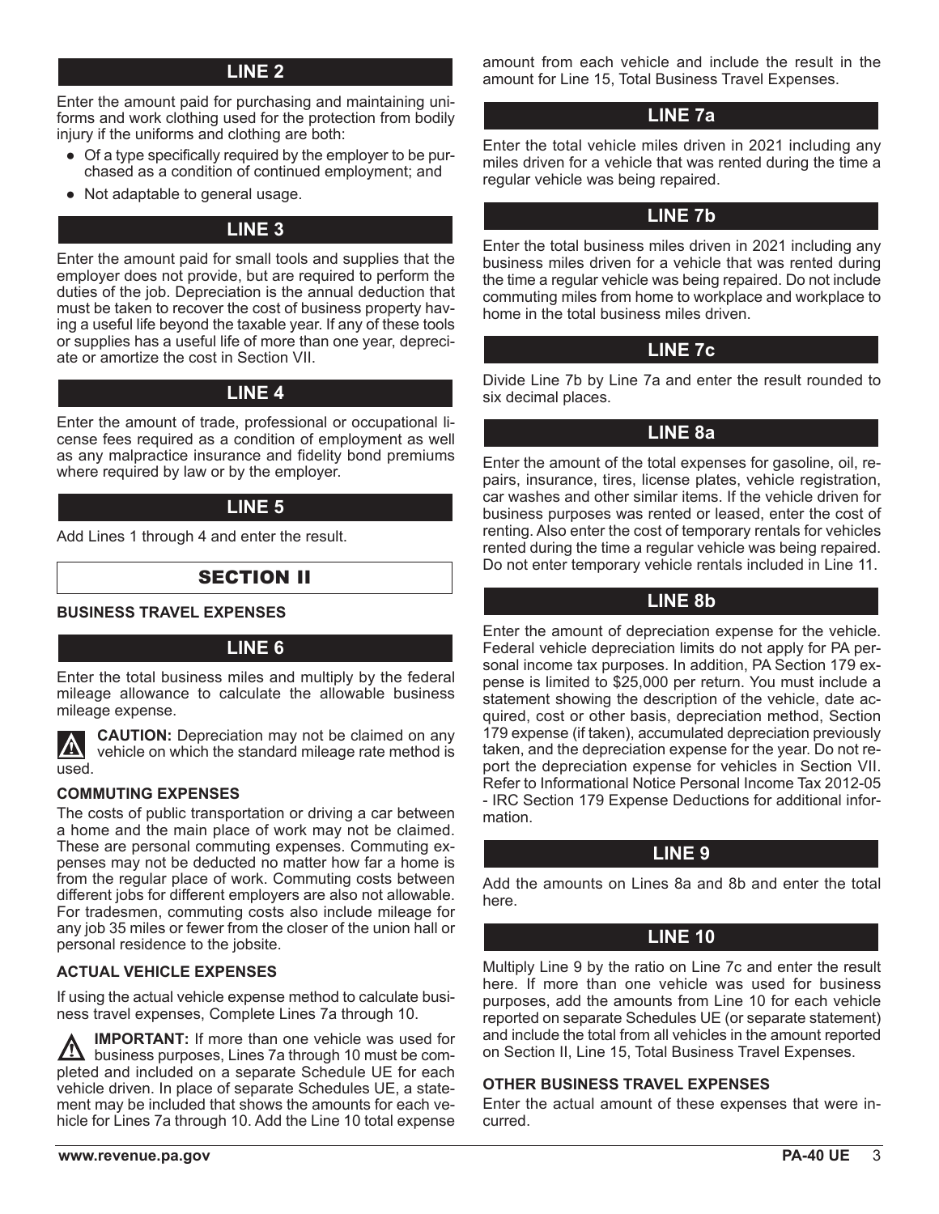## LINE 2

Enter the amount paid for purchasing and maintaining uniforms and work clothing used for the protection from bodily injury if the uniforms and clothing are both:

- Of a type specifically required by the employer to be purchased as a condition of continued employment; and
- Not adaptable to general usage.

## LINE 3

Enter the amount paid for small tools and supplies that the employer does not provide, but are required to perform the duties of the job. Depreciation is the annual deduction that must be taken to recover the cost of business property having a useful life beyond the taxable year. If any of these tools or supplies has a useful life of more than one year, depreciate or amortize the cost in Section VII.

## LINE 4

Enter the amount of trade, professional or occupational license fees required as a condition of employment as well as any malpractice insurance and fidelity bond premiums where required by law or by the employer.

## LINE 5

Add Lines 1 through 4 and enter the result.

# SECTION II

**BUSINESS TRAVEL EXPENSES**

## LINE 6

Enter the total business miles and multiply by the federal mileage allowance to calculate the allowable business mileage expense.

**CAUTION:** Depreciation may not be claimed on any vehicle on which the standard mileage rate method is used.

**COMMUTING EXPENSES**

The costs of public transportation or driving a car between a home and the main place of work may not be claimed. These are personal commuting expenses. Commuting expenses may not be deducted no matter how far a home is from the regular place of work. Commuting costs between different jobs for different employers are also not allowable. For tradesmen, commuting costs also include mileage for any job 35 miles or fewer from the closer of the union hall or personal residence to the jobsite.

**ACTUAL VEHICLE EXPENSES**

If using the actual vehicle expense method to calculate business travel expenses, Complete Lines 7a through 10.

**IMPORTANT:** If more than one vehicle was used for business purposes, Lines 7a through 10 must be completed and included on a separate Schedule UE for each vehicle driven. In place of separate Schedules UE, a statement may be included that shows the amounts for each vehicle for Lines 7a through 10. Add the Line 10 total expense amount from each vehicle and include the result in the amount for Line 15, Total Business Travel Expenses.

## LINE 7a

Enter the total vehicle miles driven in 2021 including any miles driven for a vehicle that was rented during the time a regular vehicle was being repaired.

## LINE 7b

Enter the total business miles driven in 2021 including any business miles driven for a vehicle that was rented during the time a regular vehicle was being repaired. Do not include commuting miles from home to workplace and workplace to home in the total business miles driven.

## LINE 7c

Divide Line 7b by Line 7a and enter the result rounded to six decimal places.

## LINE 8a

Enter the amount of the total expenses for gasoline, oil, repairs, insurance, tires, license plates, vehicle registration, car washes and other similar items. If the vehicle driven for business purposes was rented or leased, enter the cost of renting. Also enter the cost of temporary rentals for vehicles rented during the time a regular vehicle was being repaired. Do not enter temporary vehicle rentals included in Line 11.

## LINE 8b

Enter the amount of depreciation expense for the vehicle. Federal vehicle depreciation limits do not apply for PA personal income tax purposes. In addition, PA Section 179 expense is limited to $25,000 per return. You must include a statement showing the description of the vehicle, date acquired, cost or other basis, depreciation method, Section 179 expense (if taken), accumulated depreciation previously taken, and the depreciation expense for the year. Do not report the depreciation expense for vehicles in Section VII. Refer to Informational Notice Personal Income Tax 2012-05 - IRC Section 179 Expense Deductions for additional information.

## LINE 9

Add the amounts on Lines 8a and 8b and enter the total here.

## LINE 10

Multiply Line 9 by the ratio on Line 7c and enter the result here. If more than one vehicle was used for business purposes, add the amounts from Line 10 for each vehicle reported on separate Schedules UE (or separate statement) and include the total from all vehicles in the amount reported on Section II, Line 15, Total Business Travel Expenses.

**OTHER BUSINESS TRAVEL EXPENSES**

Enter the actual amount of these expenses that were incurred.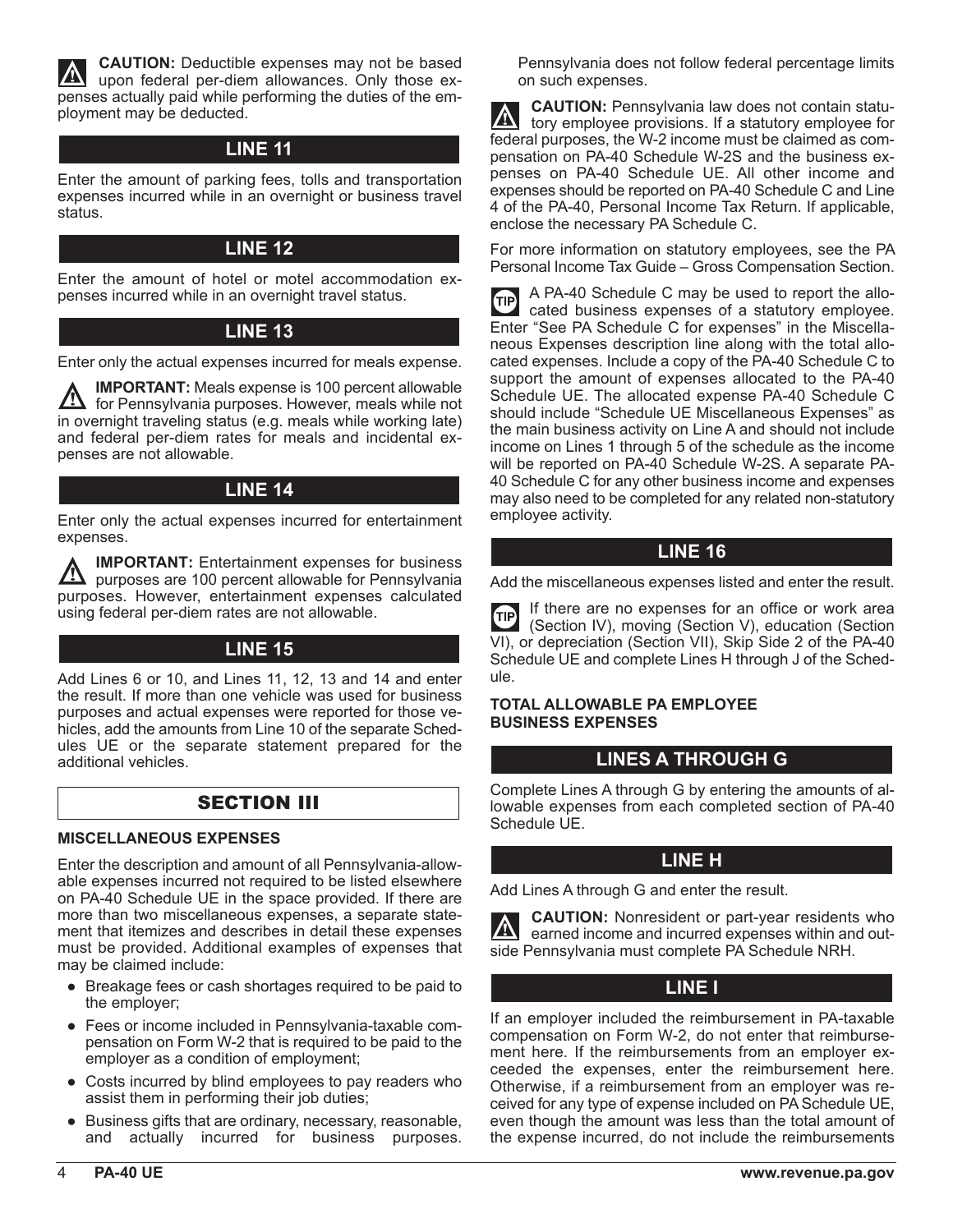**CAUTION:** Deductible expenses may not be based upon federal per-diem allowances. Only those expenses actually paid while performing the duties of the employment may be deducted.

## LINE 11

Enter the amount of parking fees, tolls and transportation expenses incurred while in an overnight or business travel status.

## LINE 12

Enter the amount of hotel or motel accommodation expenses incurred while in an overnight travel status.

## LINE 13

Enter only the actual expenses incurred for meals expense.

**IMPORTANT:** Meals expense is 100 percent allowable for Pennsylvania purposes. However, meals while not in overnight traveling status (e.g. meals while working late) and federal per-diem rates for meals and incidental expenses are not allowable.

## LINE 14

Enter only the actual expenses incurred for entertainment expenses.

**IMPORTANT:** Entertainment expenses for business purposes are 100 percent allowable for Pennsylvania purposes. However, entertainment expenses calculated using federal per-diem rates are not allowable.

## LINE 15

Add Lines 6 or 10, and Lines 11, 12, 13 and 14 and enter the result. If more than one vehicle was used for business purposes and actual expenses were reported for those vehicles, add the amounts from Line 10 of the separate Schedules UE or the separate statement prepared for the additional vehicles.

## SECTION III

**MISCELLANEOUS EXPENSES**

Enter the description and amount of all Pennsylvania-allowable expenses incurred not required to be listed elsewhere on PA-40 Schedule UE in the space provided. If there are more than two miscellaneous expenses, a separate statement that itemizes and describes in detail these expenses must be provided. Additional examples of expenses that may be claimed include:

- Breakage fees or cash shortages required to be paid to the employer;
- Fees or income included in Pennsylvania-taxable compensation on Form W-2 that is required to be paid to the employer as a condition of employment;
- Costs incurred by blind employees to pay readers who assist them in performing their job duties;
- Business gifts that are ordinary, necessary, reasonable, and actually incurred for business purposes. Pennsylvania does not follow federal percentage limits on such expenses.

**CAUTION:** Pennsylvania law does not contain statutory employee provisions. If a statutory employee for federal purposes, the W-2 income must be claimed as compensation on PA-40 Schedule W-2S and the business expenses on PA-40 Schedule UE. All other income and expenses should be reported on PA-40 Schedule C and Line 4 of the PA-40, Personal Income Tax Return. If applicable, enclose the necessary PA Schedule C.

For more information on statutory employees, see the PA Personal Income Tax Guide – Gross Compensation Section.

**TIP** A PA-40 Schedule C may be used to report the allocated business expenses of a statutory employee. Enter "See PA Schedule C for expenses" in the Miscellaneous Expenses description line along with the total allocated expenses. Include a copy of the PA-40 Schedule C to support the amount of expenses allocated to the PA-40 Schedule UE. The allocated expense PA-40 Schedule C should include "Schedule UE Miscellaneous Expenses" as the main business activity on Line A and should not include income on Lines 1 through 5 of the schedule as the income will be reported on PA-40 Schedule W-2S. A separate PA-40 Schedule C for any other business income and expenses may also need to be completed for any related non-statutory employee activity.

## LINE 16

Add the miscellaneous expenses listed and enter the result.

**TIP** If there are no expenses for an office or work area (Section IV), moving (Section V), education (Section VI), or depreciation (Section VII), Skip Side 2 of the PA-40 Schedule UE and complete Lines H through J of the Schedule.

**TOTAL ALLOWABLE PA EMPLOYEE BUSINESS EXPENSES**

## LINES A THROUGH G

Complete Lines A through G by entering the amounts of allowable expenses from each completed section of PA-40 Schedule UE.

## LINE H

Add Lines A through G and enter the result.

**CAUTION:** Nonresident or part-year residents who earned income and incurred expenses within and outside Pennsylvania must complete PA Schedule NRH.

## LINE I

If an employer included the reimbursement in PA-taxable compensation on Form W-2, do not enter that reimbursement here. If the reimbursements from an employer exceeded the expenses, enter the reimbursement here. Otherwise, if a reimbursement from an employer was received for any type of expense included on PA Schedule UE, even though the amount was less than the total amount of the expense incurred, do not include the reimbursements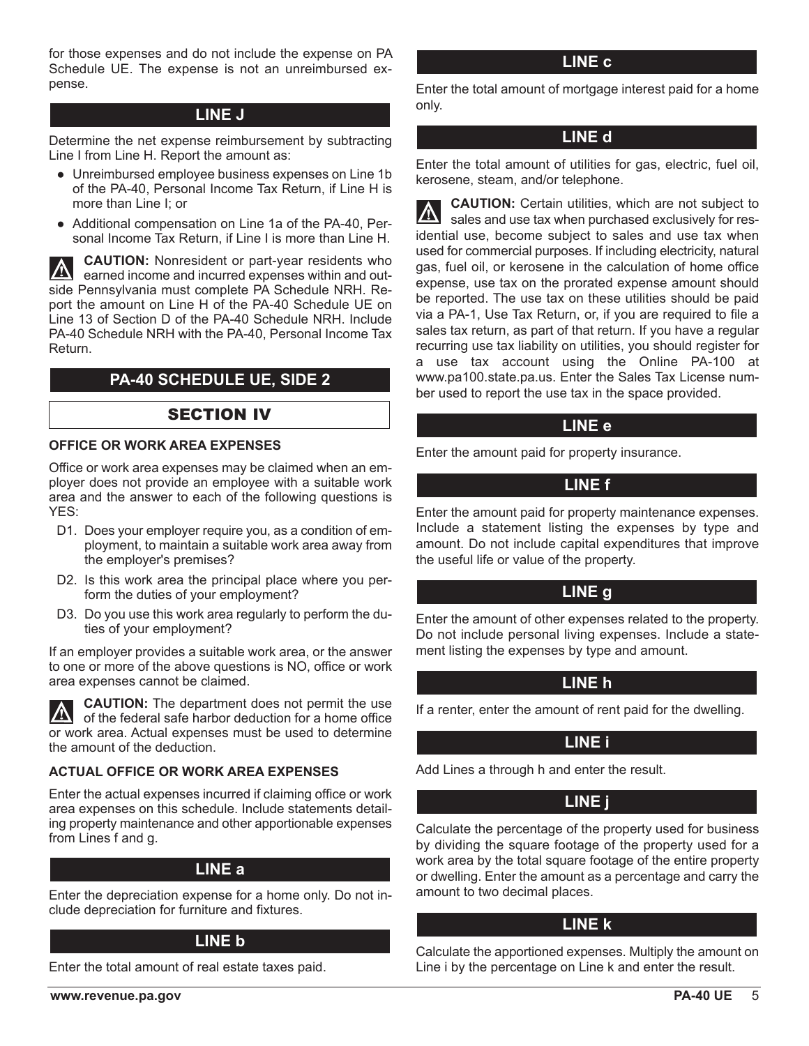for those expenses and do not include the expense on PA Schedule UE. The expense is not an unreimbursed expense.

## LINE J

Determine the net expense reimbursement by subtracting Line I from Line H. Report the amount as:

- Unreimbursed employee business expenses on Line 1b of the PA-40, Personal Income Tax Return, if Line H is more than Line I; or
- Additional compensation on Line 1a of the PA-40, Personal Income Tax Return, if Line I is more than Line H.

**CAUTION:** Nonresident or part-year residents who earned income and incurred expenses within and outside Pennsylvania must complete PA Schedule NRH. Report the amount on Line H of the PA-40 Schedule UE on Line 13 of Section D of the PA-40 Schedule NRH. Include PA-40 Schedule NRH with the PA-40, Personal Income Tax Return.

## PA-40 SCHEDULE UE, SIDE 2

## SECTION IV

### OFFICE OR WORK AREA EXPENSES

Office or work area expenses may be claimed when an employer does not provide an employee with a suitable work area and the answer to each of the following questions is YES:

- D1. Does your employer require you, as a condition of employment, to maintain a suitable work area away from the employer's premises?
- D2. Is this work area the principal place where you perform the duties of your employment?
- D3. Do you use this work area regularly to perform the duties of your employment?

If an employer provides a suitable work area, or the answer to one or more of the above questions is NO, office or work area expenses cannot be claimed.

**CAUTION:** The department does not permit the use of the federal safe harbor deduction for a home office or work area. Actual expenses must be used to determine the amount of the deduction.

### ACTUAL OFFICE OR WORK AREA EXPENSES

Enter the actual expenses incurred if claiming office or work area expenses on this schedule. Include statements detailing property maintenance and other apportionable expenses from Lines f and g.

## LINE a

Enter the depreciation expense for a home only. Do not include depreciation for furniture and fixtures.

## LINE b

Enter the total amount of real estate taxes paid.

## LINE c

Enter the total amount of mortgage interest paid for a home only.

## LINE d

Enter the total amount of utilities for gas, electric, fuel oil, kerosene, steam, and/or telephone.

**CAUTION:** Certain utilities, which are not subject to sales and use tax when purchased exclusively for residential use, become subject to sales and use tax when used for commercial purposes. If including electricity, natural gas, fuel oil, or kerosene in the calculation of home office expense, use tax on the prorated expense amount should be reported. The use tax on these utilities should be paid via a PA-1, Use Tax Return, or, if you are required to file a sales tax return, as part of that return. If you have a regular recurring use tax liability on utilities, you should register for a use tax account using the Online PA-100 at www.pa100.state.pa.us. Enter the Sales Tax License number used to report the use tax in the space provided.

## LINE e

Enter the amount paid for property insurance.

## LINE f

Enter the amount paid for property maintenance expenses. Include a statement listing the expenses by type and amount. Do not include capital expenditures that improve the useful life or value of the property.

## LINE g

Enter the amount of other expenses related to the property. Do not include personal living expenses. Include a statement listing the expenses by type and amount.

## LINE h

If a renter, enter the amount of rent paid for the dwelling.

## LINE i

Add Lines a through h and enter the result.

## LINE j

Calculate the percentage of the property used for business by dividing the square footage of the property used for a work area by the total square footage of the entire property or dwelling. Enter the amount as a percentage and carry the amount to two decimal places.

## LINE k

Calculate the apportioned expenses. Multiply the amount on Line i by the percentage on Line k and enter the result.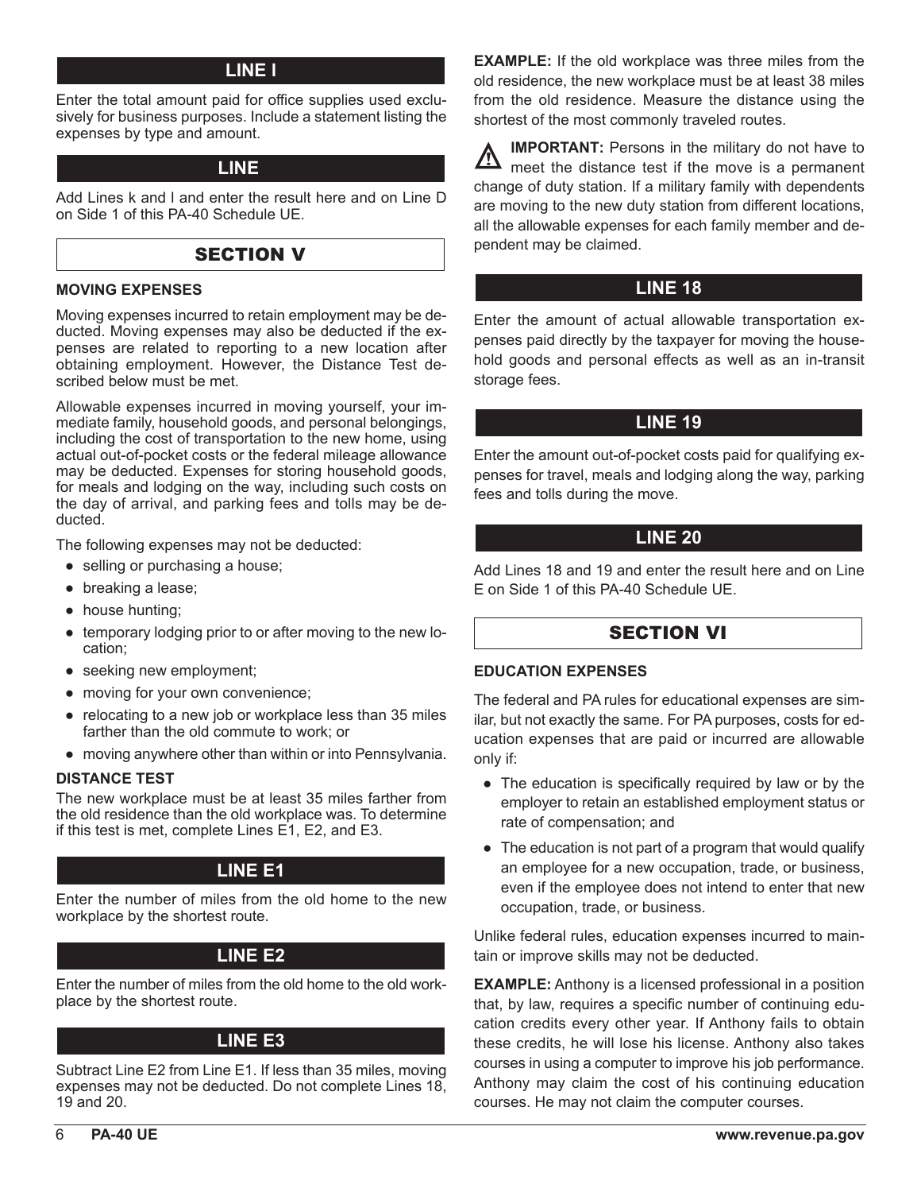## LINE I

Enter the total amount paid for office supplies used exclusively for business purposes. Include a statement listing the expenses by type and amount.

## LINE

Add Lines k and l and enter the result here and on Line D on Side 1 of this PA-40 Schedule UE.

# SECTION V

### MOVING EXPENSES

Moving expenses incurred to retain employment may be deducted. Moving expenses may also be deducted if the expenses are related to reporting to a new location after obtaining employment. However, the Distance Test described below must be met.

Allowable expenses incurred in moving yourself, your immediate family, household goods, and personal belongings, including the cost of transportation to the new home, using actual out-of-pocket costs or the federal mileage allowance may be deducted. Expenses for storing household goods, for meals and lodging on the way, including such costs on the day of arrival, and parking fees and tolls may be deducted.

The following expenses may not be deducted:

- selling or purchasing a house;
- breaking a lease;
- house hunting;
- temporary lodging prior to or after moving to the new location;
- seeking new employment;
- moving for your own convenience;
- relocating to a new job or workplace less than 35 miles farther than the old commute to work; or
- moving anywhere other than within or into Pennsylvania.

### DISTANCE TEST

The new workplace must be at least 35 miles farther from the old residence than the old workplace was. To determine if this test is met, complete Lines E1, E2, and E3.

## LINE E1

Enter the number of miles from the old home to the new workplace by the shortest route.

## LINE E2

Enter the number of miles from the old home to the old workplace by the shortest route.

## LINE E3

Subtract Line E2 from Line E1. If less than 35 miles, moving expenses may not be deducted. Do not complete Lines 18, 19 and 20.

**EXAMPLE:** If the old workplace was three miles from the old residence, the new workplace must be at least 38 miles from the old residence. Measure the distance using the shortest of the most commonly traveled routes.

⚠ **IMPORTANT:** Persons in the military do not have to meet the distance test if the move is a permanent change of duty station. If a military family with dependents are moving to the new duty station from different locations, all the allowable expenses for each family member and dependent may be claimed.

## LINE 18

Enter the amount of actual allowable transportation expenses paid directly by the taxpayer for moving the household goods and personal effects as well as an in-transit storage fees.

## LINE 19

Enter the amount out-of-pocket costs paid for qualifying expenses for travel, meals and lodging along the way, parking fees and tolls during the move.

## LINE 20

Add Lines 18 and 19 and enter the result here and on Line E on Side 1 of this PA-40 Schedule UE.

# SECTION VI

### EDUCATION EXPENSES

The federal and PA rules for educational expenses are similar, but not exactly the same. For PA purposes, costs for education expenses that are paid or incurred are allowable only if:

- The education is specifically required by law or by the employer to retain an established employment status or rate of compensation; and
- The education is not part of a program that would qualify an employee for a new occupation, trade, or business, even if the employee does not intend to enter that new occupation, trade, or business.

Unlike federal rules, education expenses incurred to maintain or improve skills may not be deducted.

**EXAMPLE:** Anthony is a licensed professional in a position that, by law, requires a specific number of continuing education credits every other year. If Anthony fails to obtain these credits, he will lose his license. Anthony also takes courses in using a computer to improve his job performance. Anthony may claim the cost of his continuing education courses. He may not claim the computer courses.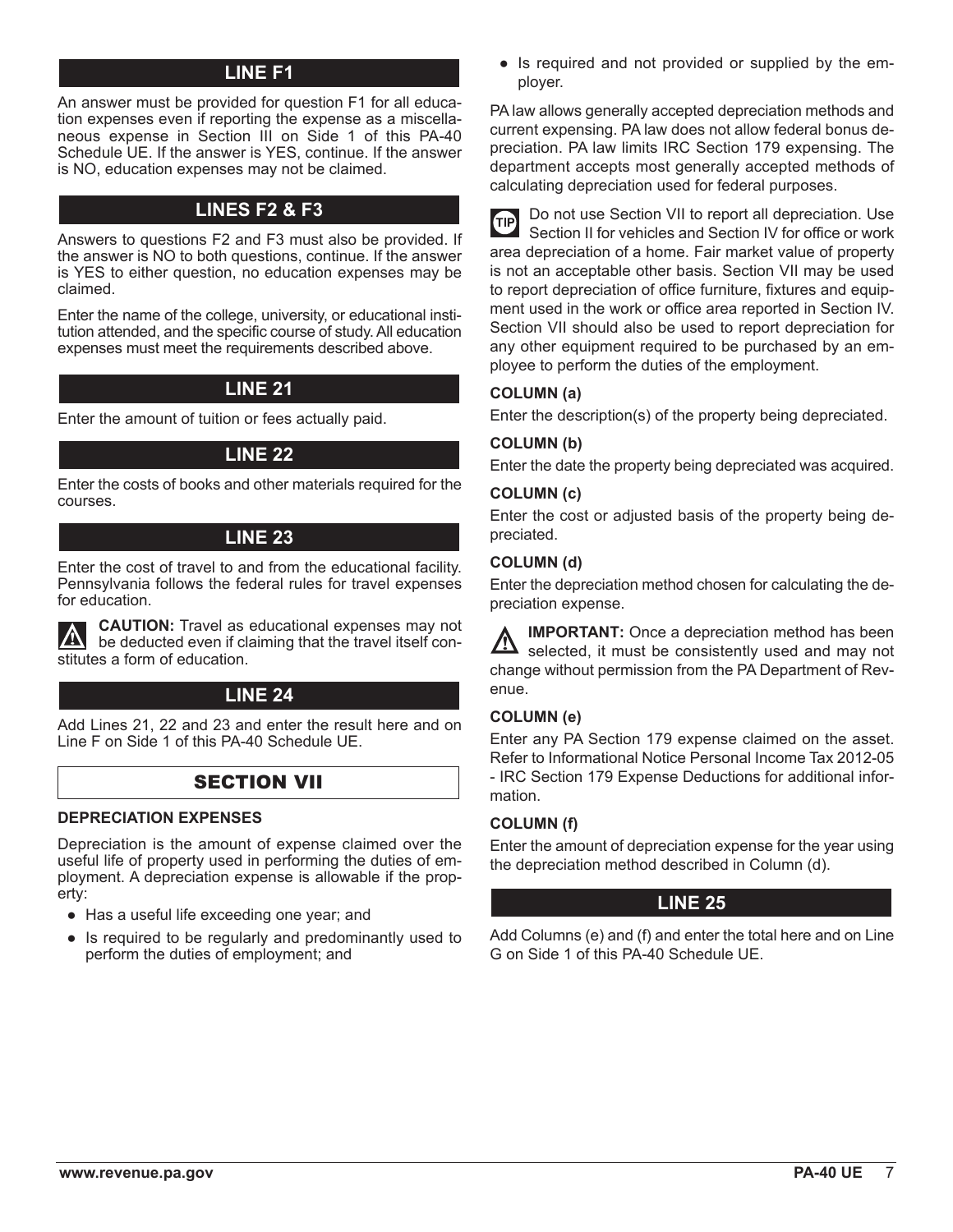## LINE F1

An answer must be provided for question F1 for all education expenses even if reporting the expense as a miscellaneous expense in Section III on Side 1 of this PA-40 Schedule UE. If the answer is YES, continue. If the answer is NO, education expenses may not be claimed.

## LINES F2 & F3

Answers to questions F2 and F3 must also be provided. If the answer is NO to both questions, continue. If the answer is YES to either question, no education expenses may be claimed.

Enter the name of the college, university, or educational institution attended, and the specific course of study. All education expenses must meet the requirements described above.

## LINE 21

Enter the amount of tuition or fees actually paid.

## LINE 22

Enter the costs of books and other materials required for the courses.

## LINE 23

Enter the cost of travel to and from the educational facility. Pennsylvania follows the federal rules for travel expenses for education.

**CAUTION:** Travel as educational expenses may not be deducted even if claiming that the travel itself constitutes a form of education.

## LINE 24

Add Lines 21, 22 and 23 and enter the result here and on Line F on Side 1 of this PA-40 Schedule UE.

# SECTION VII

**DEPRECIATION EXPENSES**

Depreciation is the amount of expense claimed over the useful life of property used in performing the duties of employment. A depreciation expense is allowable if the property:

- Has a useful life exceeding one year; and
- Is required to be regularly and predominantly used to perform the duties of employment; and
- Is required and not provided or supplied by the employer.

PA law allows generally accepted depreciation methods and current expensing. PA law does not allow federal bonus depreciation. PA law limits IRC Section 179 expensing. The department accepts most generally accepted methods of calculating depreciation used for federal purposes.

TIP Do not use Section VII to report all depreciation. Use Section II for vehicles and Section IV for office or work area depreciation of a home. Fair market value of property is not an acceptable other basis. Section VII may be used to report depreciation of office furniture, fixtures and equipment used in the work or office area reported in Section IV. Section VII should also be used to report depreciation for any other equipment required to be purchased by an employee to perform the duties of the employment.

**COLUMN (a)**

Enter the description(s) of the property being depreciated.

**COLUMN (b)**

Enter the date the property being depreciated was acquired.

**COLUMN (c)**

Enter the cost or adjusted basis of the property being depreciated.

**COLUMN (d)**

Enter the depreciation method chosen for calculating the depreciation expense.

**IMPORTANT:** Once a depreciation method has been selected, it must be consistently used and may not change without permission from the PA Department of Revenue.

**COLUMN (e)**

Enter any PA Section 179 expense claimed on the asset. Refer to Informational Notice Personal Income Tax 2012-05 - IRC Section 179 Expense Deductions for additional information.

**COLUMN (f)**

Enter the amount of depreciation expense for the year using the depreciation method described in Column (d).

## LINE 25

Add Columns (e) and (f) and enter the total here and on Line G on Side 1 of this PA-40 Schedule UE.